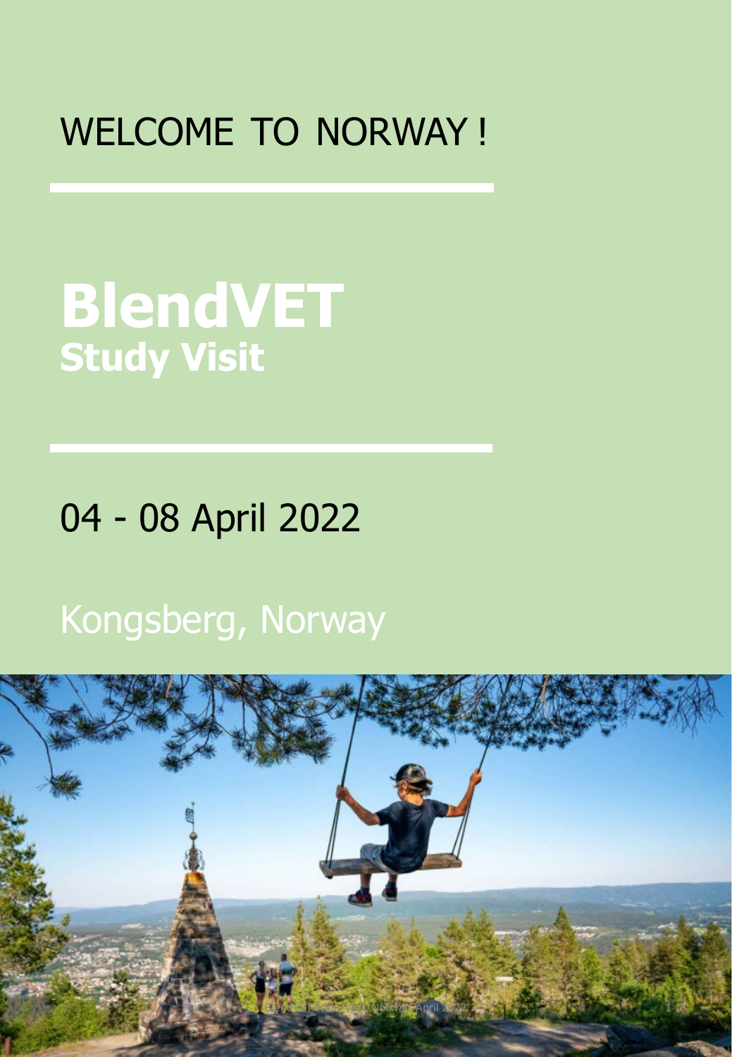WELCOME TO NORWAY !

# BlendVET

## Study Visit

04 - 08 April 2022

Kongsberg, Norway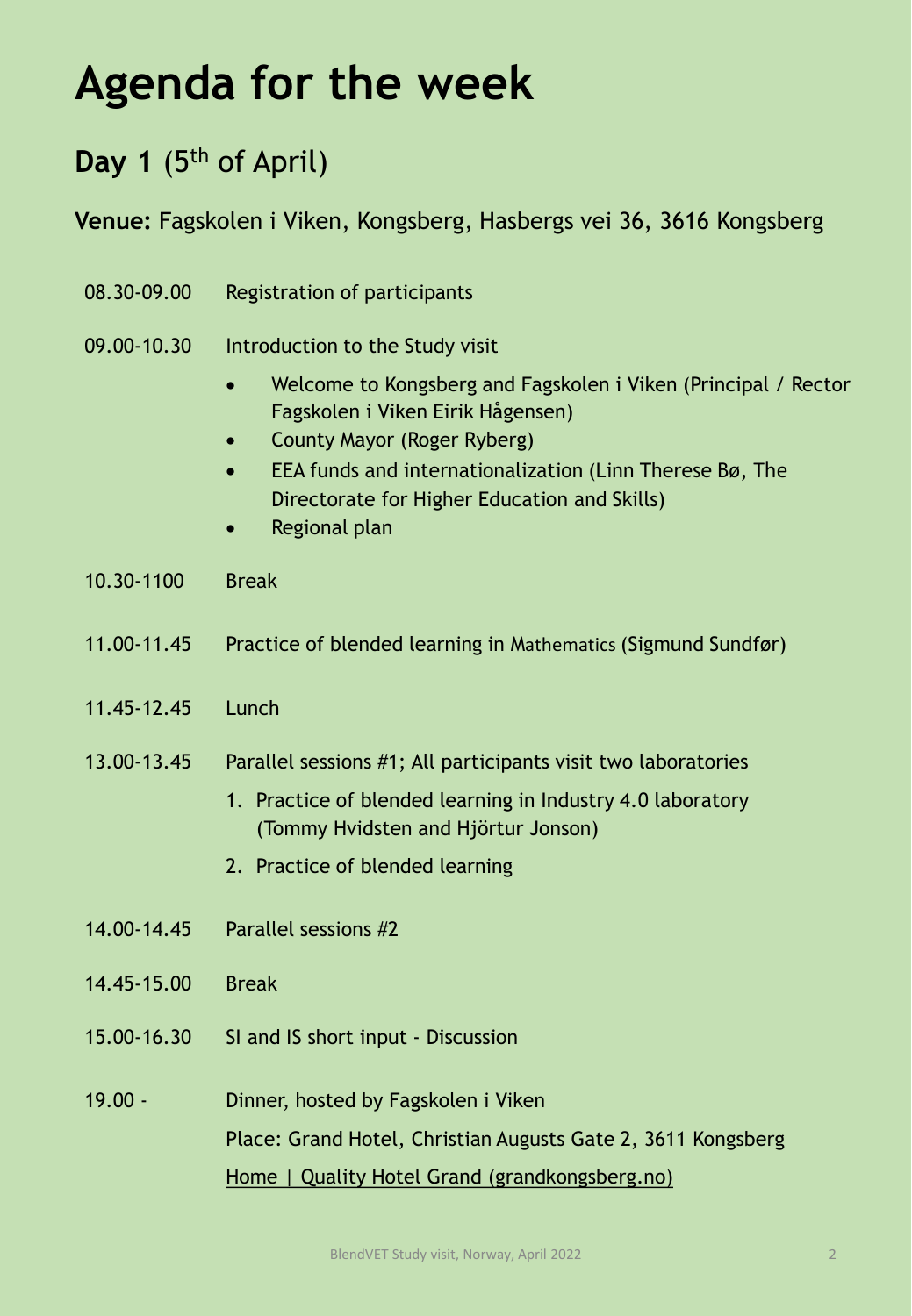# Agenda for the week

## Day 1 (5th of April)

**Venue:** Fagskolen i Viken, Kongsberg, Hasbergs vei 36, 3616 Kongsberg

| | |
|---|---|
| 08.30-09.00 | Registration of participants |
| 09.00-10.30 | Introduction to the Study visit<br>• Welcome to Kongsberg and Fagskolen i Viken (Principal / Rector Fagskolen i Viken Eirik Hågensen)<br>• County Mayor (Roger Ryberg)<br>• EEA funds and internationalization (Linn Therese Bø, The Directorate for Higher Education and Skills)<br>• Regional plan |
| 10.30-1100 | Break |
| 11.00-11.45 | Practice of blended learning in Mathematics (Sigmund Sundfør) |
| 11.45-12.45 | Lunch |
| 13.00-13.45 | Parallel sessions #1; All participants visit two laboratories<br>1. Practice of blended learning in Industry 4.0 laboratory (Tommy Hvidsten and Hjörtur Jonson)<br>2. Practice of blended learning |
| 14.00-14.45 | Parallel sessions #2 |
| 14.45-15.00 | Break |
| 15.00-16.30 | SI and IS short input - Discussion |
| 19.00 - | Dinner, hosted by Fagskolen i Viken<br>Place: Grand Hotel, Christian Augusts Gate 2, 3611 Kongsberg<br>Home \| Quality Hotel Grand (grandkongsberg.no) |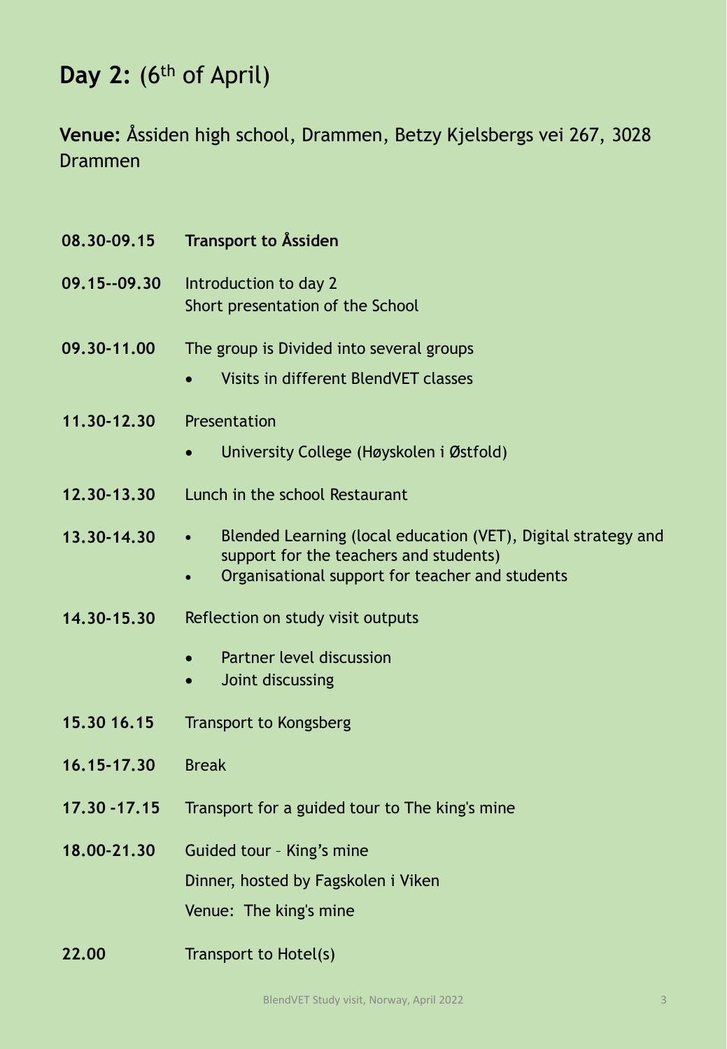# **Day 2:** (6th of April)

**Venue:** Åssiden high school, Drammen, Betzy Kjelsbergs vei 267, 3028 Drammen

| | |
|---|---|
| **08.30-09.15** | **Transport to Åssiden** |
| **09.15--09.30** | Introduction to day 2<br>Short presentation of the School |
| **09.30-11.00** | The group is Divided into several groups<br>• Visits in different BlendVET classes |
| **11.30-12.30** | Presentation<br>• University College (Høyskolen i Østfold) |
| **12.30-13.30** | Lunch in the school Restaurant |
| **13.30-14.30** | • Blended Learning (local education (VET), Digital strategy and support for the teachers and students)<br>• Organisational support for teacher and students |
| **14.30-15.30** | Reflection on study visit outputs<br>• Partner level discussion<br>• Joint discussing |
| **15.30 16.15** | Transport to Kongsberg |
| **16.15-17.30** | Break |
| **17.30 -17.15** | Transport for a guided tour to The king's mine |
| **18.00-21.30** | Guided tour – King's mine<br>Dinner, hosted by Fagskolen i Viken<br>Venue: The king's mine |
| **22.00** | Transport to Hotel(s) |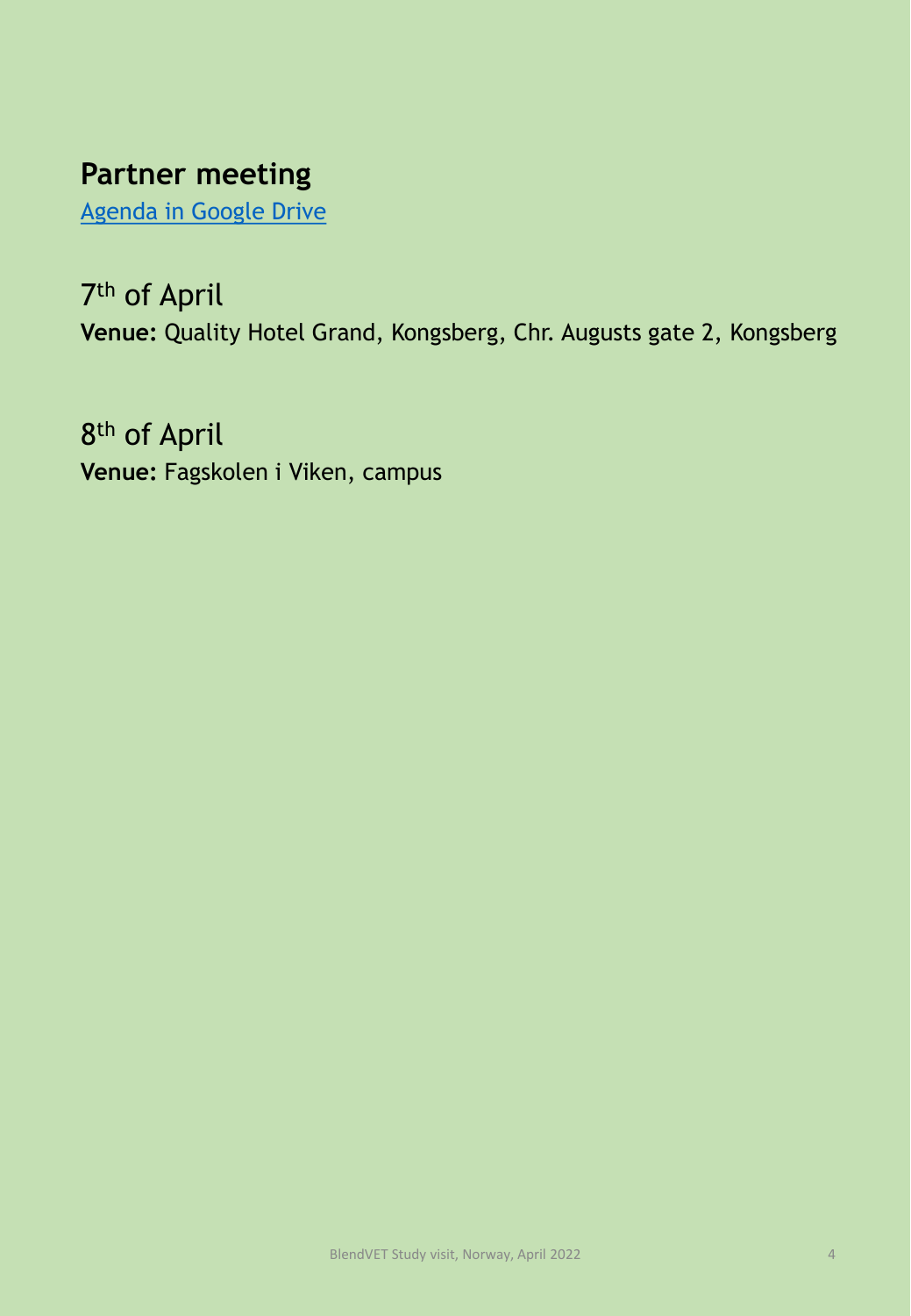## Partner meeting

Agenda in Google Drive

### 7th of April

**Venue:** Quality Hotel Grand, Kongsberg, Chr. Augusts gate 2, Kongsberg

### 8th of April

**Venue:** Fagskolen i Viken, campus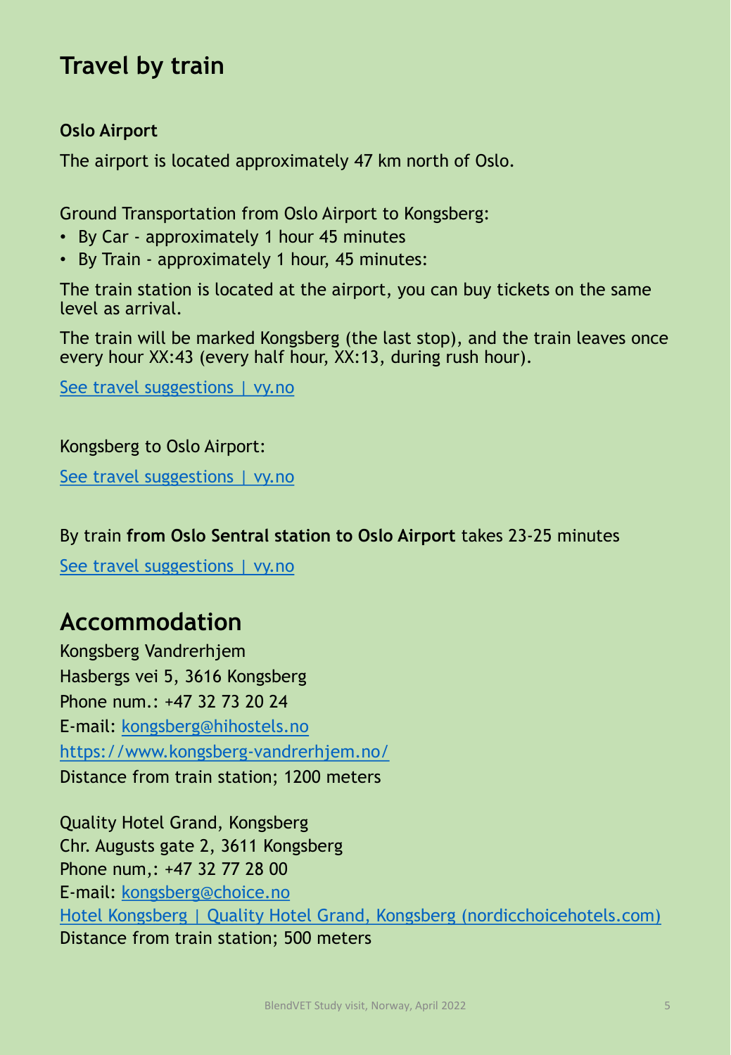# Travel by train

**Oslo Airport**

The airport is located approximately 47 km north of Oslo.

Ground Transportation from Oslo Airport to Kongsberg:

- By Car - approximately 1 hour 45 minutes
- By Train - approximately 1 hour, 45 minutes:

The train station is located at the airport, you can buy tickets on the same level as arrival.

The train will be marked Kongsberg (the last stop), and the train leaves once every hour XX:43 (every half hour, XX:13, during rush hour).

See travel suggestions | vy.no

Kongsberg to Oslo Airport:

See travel suggestions | vy.no

By train **from Oslo Sentral station to Oslo Airport** takes 23-25 minutes

See travel suggestions | vy.no

# Accommodation

Kongsberg Vandrerhjem
Hasbergs vei 5, 3616 Kongsberg
Phone num.: +47 32 73 20 24
E-mail: kongsberg@hihostels.no
https://www.kongsberg-vandrerhjem.no/
Distance from train station; 1200 meters

Quality Hotel Grand, Kongsberg
Chr. Augusts gate 2, 3611 Kongsberg
Phone num,: +47 32 77 28 00
E-mail: kongsberg@choice.no
Hotel Kongsberg | Quality Hotel Grand, Kongsberg (nordicchoicehotels.com)
Distance from train station; 500 meters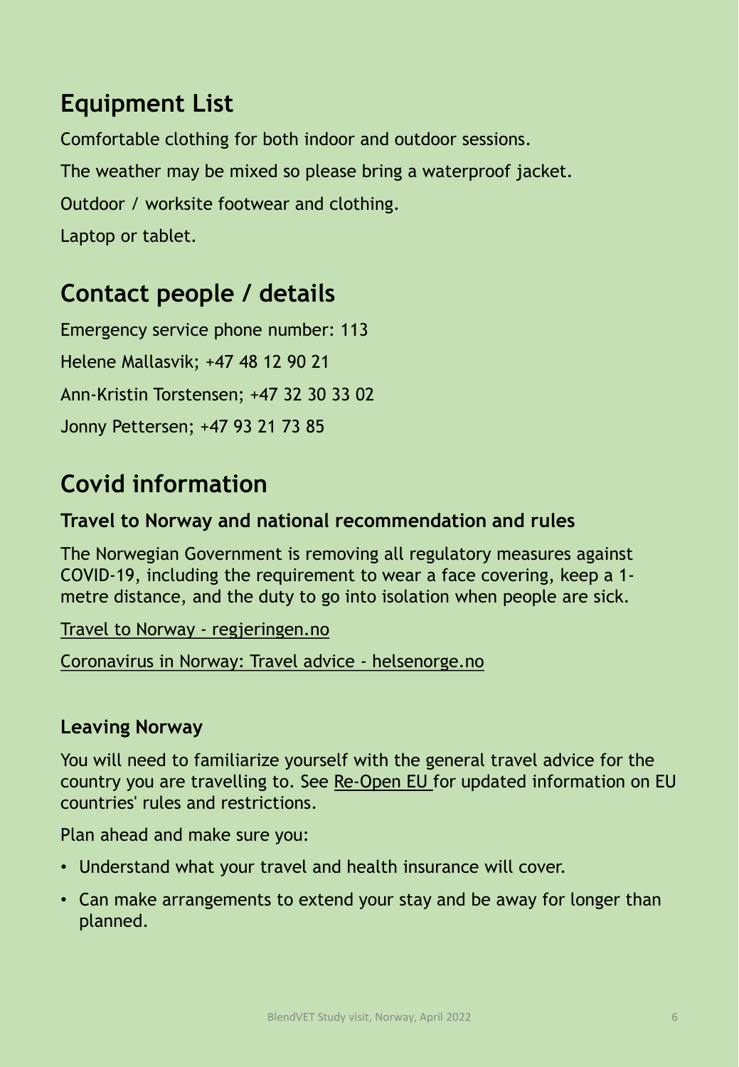## Equipment List

Comfortable clothing for both indoor and outdoor sessions.

The weather may be mixed so please bring a waterproof jacket.

Outdoor / worksite footwear and clothing.

Laptop or tablet.

## Contact people / details

Emergency service phone number: 113

Helene Mallasvik; +47 48 12 90 21

Ann-Kristin Torstensen; +47 32 30 33 02

Jonny Pettersen; +47 93 21 73 85

## Covid information

### Travel to Norway and national recommendation and rules

The Norwegian Government is removing all regulatory measures against COVID-19, including the requirement to wear a face covering, keep a 1-metre distance, and the duty to go into isolation when people are sick.

Travel to Norway - regjeringen.no

Coronavirus in Norway: Travel advice - helsenorge.no

### Leaving Norway

You will need to familiarize yourself with the general travel advice for the country you are travelling to. See Re-Open EU for updated information on EU countries' rules and restrictions.

Plan ahead and make sure you:

- Understand what your travel and health insurance will cover.
- Can make arrangements to extend your stay and be away for longer than planned.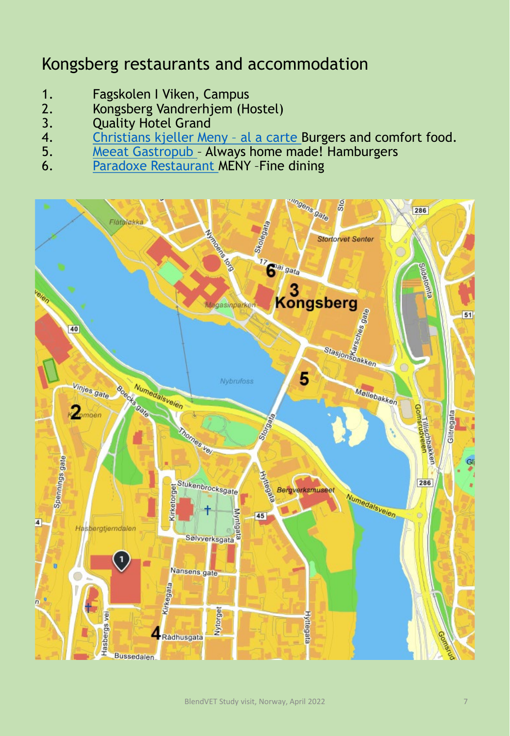# Kongsberg restaurants and accommodation

1. Fagskolen I Viken, Campus
2. Kongsberg Vandrerhjem (Hostel)
3. Quality Hotel Grand
4. Christians kjeller Meny – al a carte Burgers and comfort food.
5. Meeat Gastropub – Always home made! Hamburgers
6. Paradoxe Restaurant MENY –Fine dining